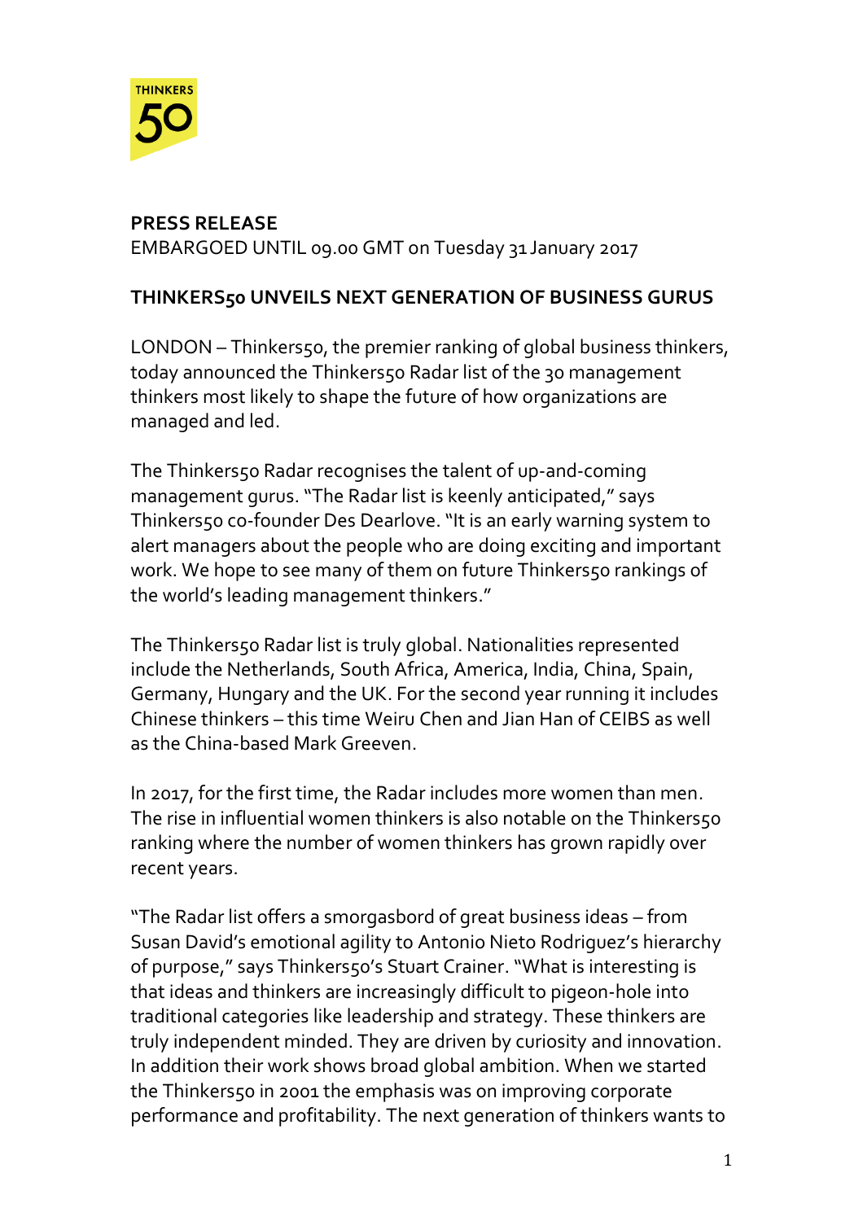**PRESS RELEASE**
EMBARGOED UNTIL 09.00 GMT on Tuesday 31 January 2017

**THINKERS50 UNVEILS NEXT GENERATION OF BUSINESS GURUS**

LONDON – Thinkers50, the premier ranking of global business thinkers, today announced the Thinkers50 Radar list of the 30 management thinkers most likely to shape the future of how organizations are managed and led.

The Thinkers50 Radar recognises the talent of up-and-coming management gurus. "The Radar list is keenly anticipated," says Thinkers50 co-founder Des Dearlove. "It is an early warning system to alert managers about the people who are doing exciting and important work. We hope to see many of them on future Thinkers50 rankings of the world's leading management thinkers."

The Thinkers50 Radar list is truly global. Nationalities represented include the Netherlands, South Africa, America, India, China, Spain, Germany, Hungary and the UK. For the second year running it includes Chinese thinkers – this time Weiru Chen and Jian Han of CEIBS as well as the China-based Mark Greeven.

In 2017, for the first time, the Radar includes more women than men. The rise in influential women thinkers is also notable on the Thinkers50 ranking where the number of women thinkers has grown rapidly over recent years.

"The Radar list offers a smorgasbord of great business ideas – from Susan David's emotional agility to Antonio Nieto Rodriguez's hierarchy of purpose," says Thinkers50's Stuart Crainer. "What is interesting is that ideas and thinkers are increasingly difficult to pigeon-hole into traditional categories like leadership and strategy. These thinkers are truly independent minded. They are driven by curiosity and innovation. In addition their work shows broad global ambition. When we started the Thinkers50 in 2001 the emphasis was on improving corporate performance and profitability. The next generation of thinkers wants to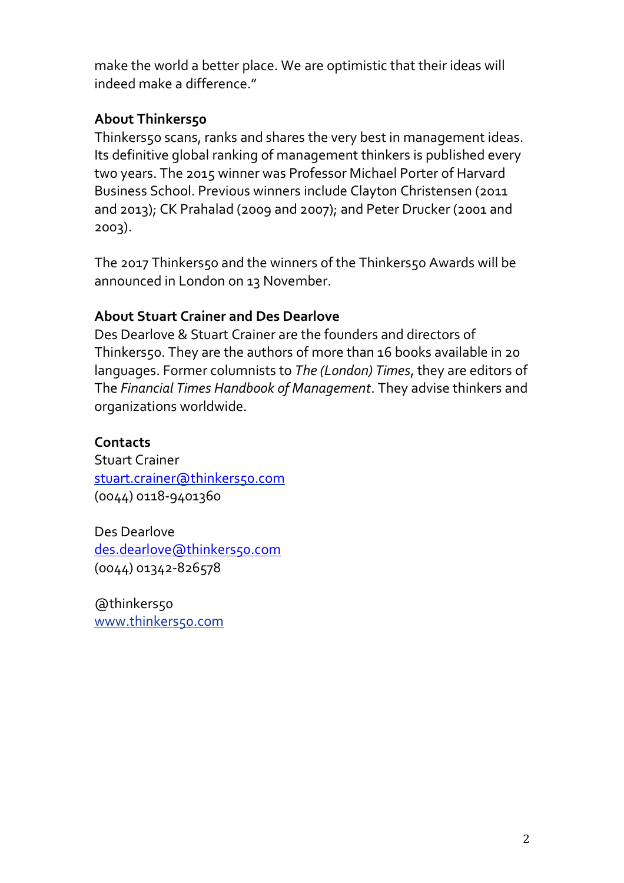make the world a better place. We are optimistic that their ideas will indeed make a difference."

**About Thinkers50**

Thinkers50 scans, ranks and shares the very best in management ideas. Its definitive global ranking of management thinkers is published every two years. The 2015 winner was Professor Michael Porter of Harvard Business School. Previous winners include Clayton Christensen (2011 and 2013); CK Prahalad (2009 and 2007); and Peter Drucker (2001 and 2003).

The 2017 Thinkers50 and the winners of the Thinkers50 Awards will be announced in London on 13 November.

**About Stuart Crainer and Des Dearlove**

Des Dearlove & Stuart Crainer are the founders and directors of Thinkers50. They are the authors of more than 16 books available in 20 languages. Former columnists to *The (London) Times*, they are editors of The *Financial Times Handbook of Management*. They advise thinkers and organizations worldwide.

**Contacts**

Stuart Crainer
stuart.crainer@thinkers50.com
(0044) 0118-9401360

Des Dearlove
des.dearlove@thinkers50.com
(0044) 01342-826578

@thinkers50
www.thinkers50.com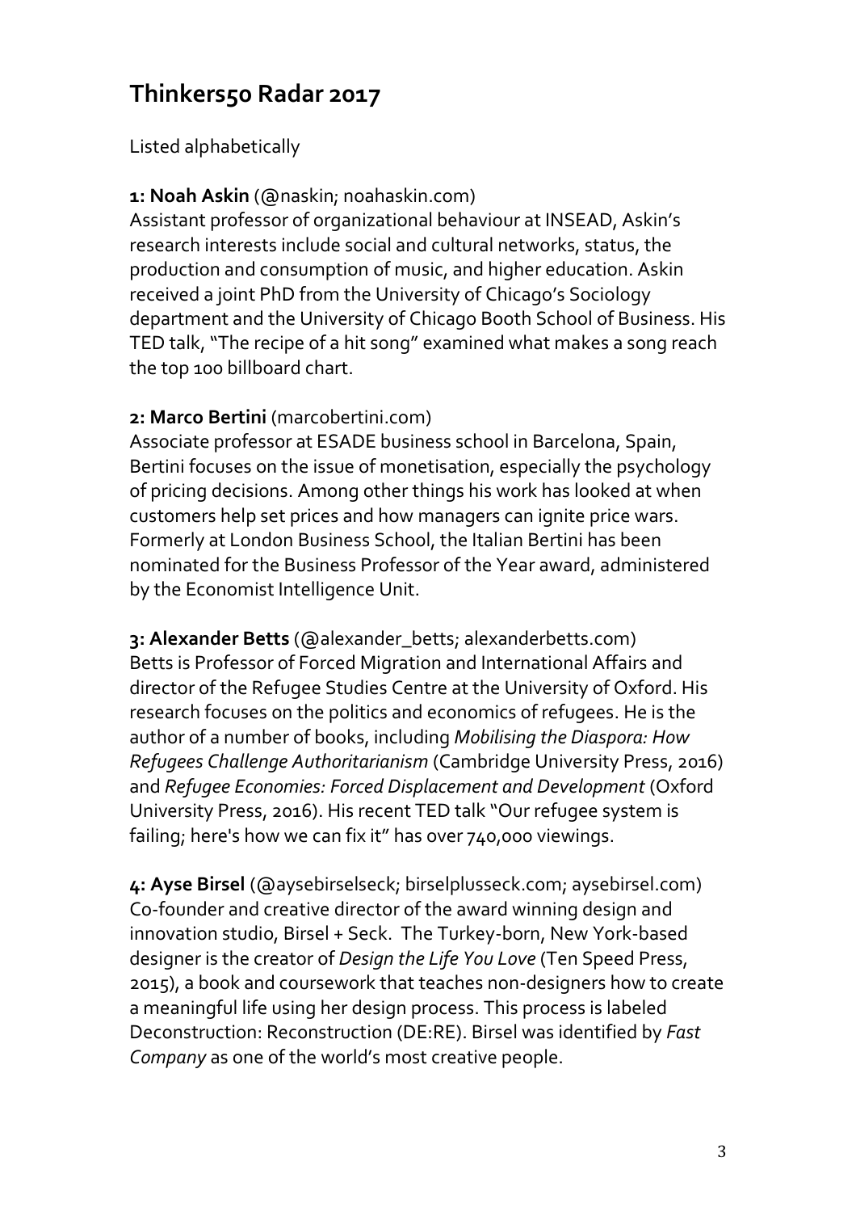## Thinkers50 Radar 2017

Listed alphabetically

**1: Noah Askin** (@naskin; noahaskin.com)
Assistant professor of organizational behaviour at INSEAD, Askin's research interests include social and cultural networks, status, the production and consumption of music, and higher education. Askin received a joint PhD from the University of Chicago's Sociology department and the University of Chicago Booth School of Business. His TED talk, "The recipe of a hit song" examined what makes a song reach the top 100 billboard chart.

**2: Marco Bertini** (marcobertini.com)
Associate professor at ESADE business school in Barcelona, Spain, Bertini focuses on the issue of monetisation, especially the psychology of pricing decisions. Among other things his work has looked at when customers help set prices and how managers can ignite price wars. Formerly at London Business School, the Italian Bertini has been nominated for the Business Professor of the Year award, administered by the Economist Intelligence Unit.

**3: Alexander Betts** (@alexander_betts; alexanderbetts.com)
Betts is Professor of Forced Migration and International Affairs and director of the Refugee Studies Centre at the University of Oxford. His research focuses on the politics and economics of refugees. He is the author of a number of books, including *Mobilising the Diaspora: How Refugees Challenge Authoritarianism* (Cambridge University Press, 2016) and *Refugee Economies: Forced Displacement and Development* (Oxford University Press, 2016). His recent TED talk "Our refugee system is failing; here's how we can fix it" has over 740,000 viewings.

**4: Ayse Birsel** (@aysebirselseck; birselplusseck.com; aysebirsel.com)
Co-founder and creative director of the award winning design and innovation studio, Birsel + Seck. The Turkey-born, New York-based designer is the creator of *Design the Life You Love* (Ten Speed Press, 2015), a book and coursework that teaches non-designers how to create a meaningful life using her design process. This process is labeled Deconstruction: Reconstruction (DE:RE). Birsel was identified by *Fast Company* as one of the world's most creative people.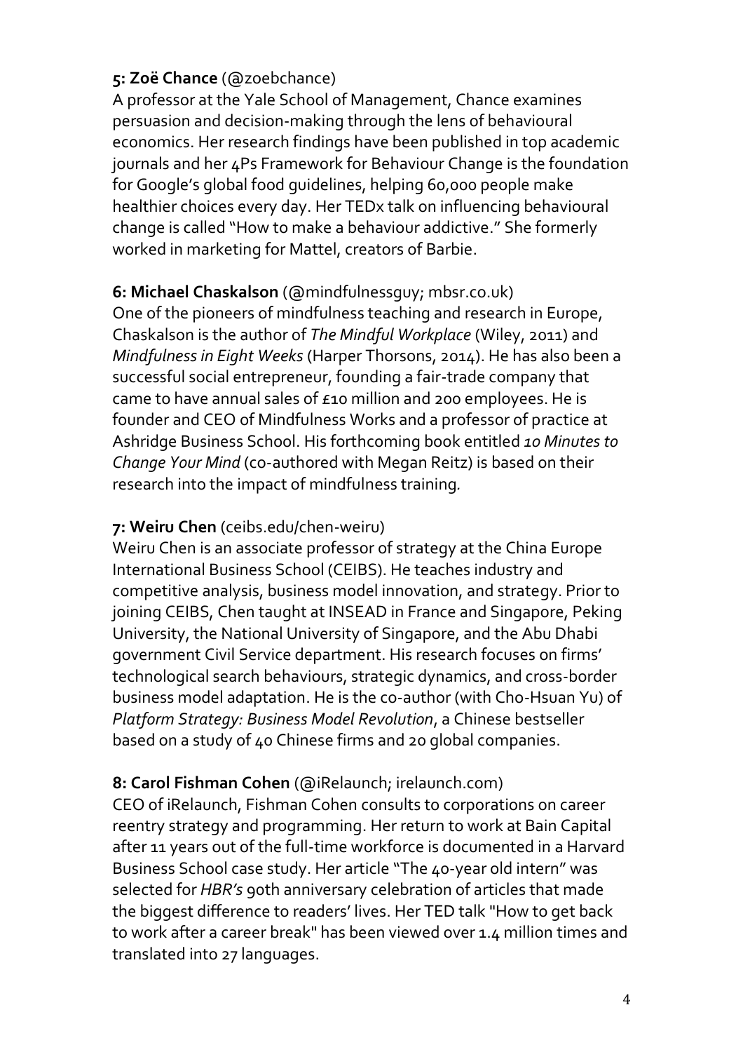**5: Zoë Chance** (@zoebchance)
A professor at the Yale School of Management, Chance examines persuasion and decision-making through the lens of behavioural economics. Her research findings have been published in top academic journals and her 4Ps Framework for Behaviour Change is the foundation for Google's global food guidelines, helping 60,000 people make healthier choices every day. Her TEDx talk on influencing behavioural change is called "How to make a behaviour addictive." She formerly worked in marketing for Mattel, creators of Barbie.

**6: Michael Chaskalson** (@mindfulnessguy; mbsr.co.uk)
One of the pioneers of mindfulness teaching and research in Europe, Chaskalson is the author of *The Mindful Workplace* (Wiley, 2011) and *Mindfulness in Eight Weeks* (Harper Thorsons, 2014). He has also been a successful social entrepreneur, founding a fair-trade company that came to have annual sales of £10 million and 200 employees. He is founder and CEO of Mindfulness Works and a professor of practice at Ashridge Business School. His forthcoming book entitled *10 Minutes to Change Your Mind* (co-authored with Megan Reitz) is based on their research into the impact of mindfulness training.

**7: Weiru Chen** (ceibs.edu/chen-weiru)
Weiru Chen is an associate professor of strategy at the China Europe International Business School (CEIBS). He teaches industry and competitive analysis, business model innovation, and strategy. Prior to joining CEIBS, Chen taught at INSEAD in France and Singapore, Peking University, the National University of Singapore, and the Abu Dhabi government Civil Service department. His research focuses on firms' technological search behaviours, strategic dynamics, and cross-border business model adaptation. He is the co-author (with Cho-Hsuan Yu) of *Platform Strategy: Business Model Revolution*, a Chinese bestseller based on a study of 40 Chinese firms and 20 global companies.

**8: Carol Fishman Cohen** (@iRelaunch; irelaunch.com)
CEO of iRelaunch, Fishman Cohen consults to corporations on career reentry strategy and programming. Her return to work at Bain Capital after 11 years out of the full-time workforce is documented in a Harvard Business School case study. Her article "The 40-year old intern" was selected for *HBR's* 90th anniversary celebration of articles that made the biggest difference to readers' lives. Her TED talk "How to get back to work after a career break" has been viewed over 1.4 million times and translated into 27 languages.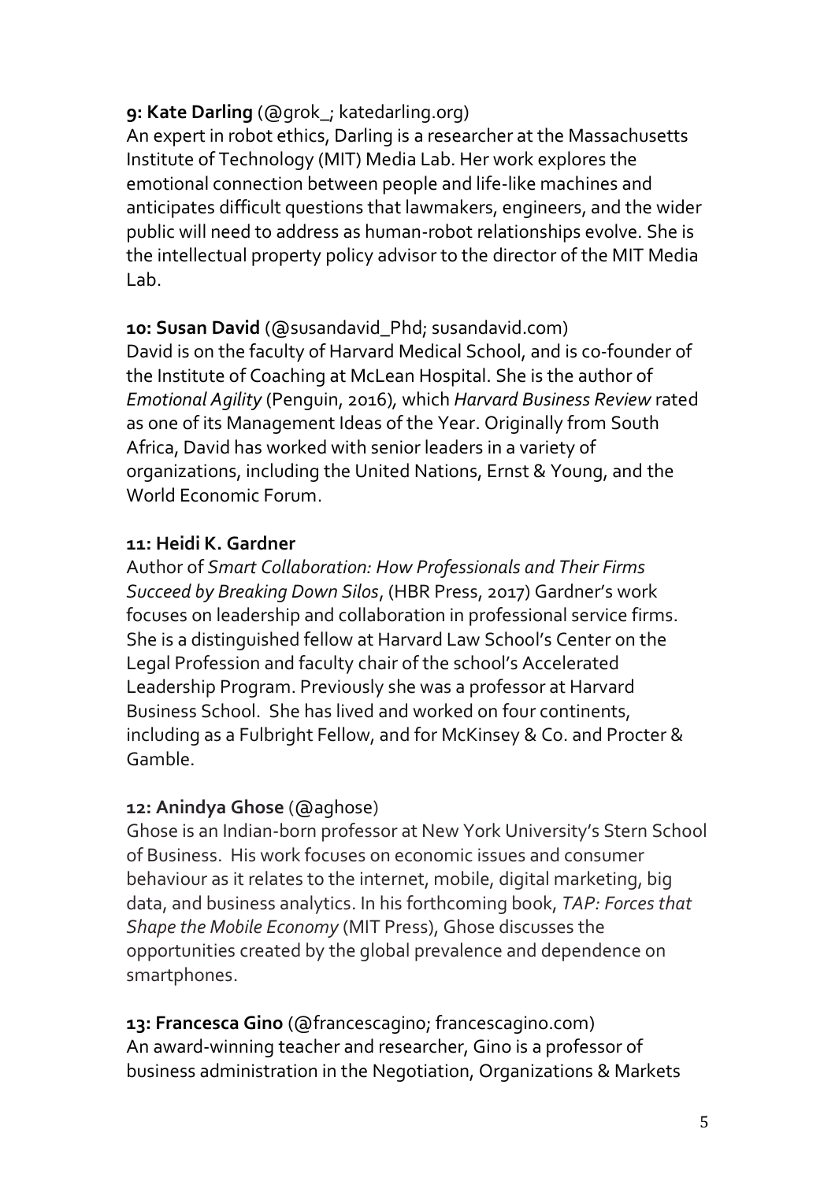**9: Kate Darling** (@grok_; katedarling.org)
An expert in robot ethics, Darling is a researcher at the Massachusetts Institute of Technology (MIT) Media Lab. Her work explores the emotional connection between people and life-like machines and anticipates difficult questions that lawmakers, engineers, and the wider public will need to address as human-robot relationships evolve. She is the intellectual property policy advisor to the director of the MIT Media Lab.

**10: Susan David** (@susandavid_Phd; susandavid.com)
David is on the faculty of Harvard Medical School, and is co-founder of the Institute of Coaching at McLean Hospital. She is the author of *Emotional Agility* (Penguin, 2016), which *Harvard Business Review* rated as one of its Management Ideas of the Year. Originally from South Africa, David has worked with senior leaders in a variety of organizations, including the United Nations, Ernst & Young, and the World Economic Forum.

**11: Heidi K. Gardner**
Author of *Smart Collaboration: How Professionals and Their Firms Succeed by Breaking Down Silos*, (HBR Press, 2017) Gardner's work focuses on leadership and collaboration in professional service firms. She is a distinguished fellow at Harvard Law School's Center on the Legal Profession and faculty chair of the school's Accelerated Leadership Program. Previously she was a professor at Harvard Business School. She has lived and worked on four continents, including as a Fulbright Fellow, and for McKinsey & Co. and Procter & Gamble.

**12: Anindya Ghose** (@aghose)
Ghose is an Indian-born professor at New York University's Stern School of Business. His work focuses on economic issues and consumer behaviour as it relates to the internet, mobile, digital marketing, big data, and business analytics. In his forthcoming book, *TAP: Forces that Shape the Mobile Economy* (MIT Press), Ghose discusses the opportunities created by the global prevalence and dependence on smartphones.

**13: Francesca Gino** (@francescagino; francescagino.com)
An award-winning teacher and researcher, Gino is a professor of business administration in the Negotiation, Organizations & Markets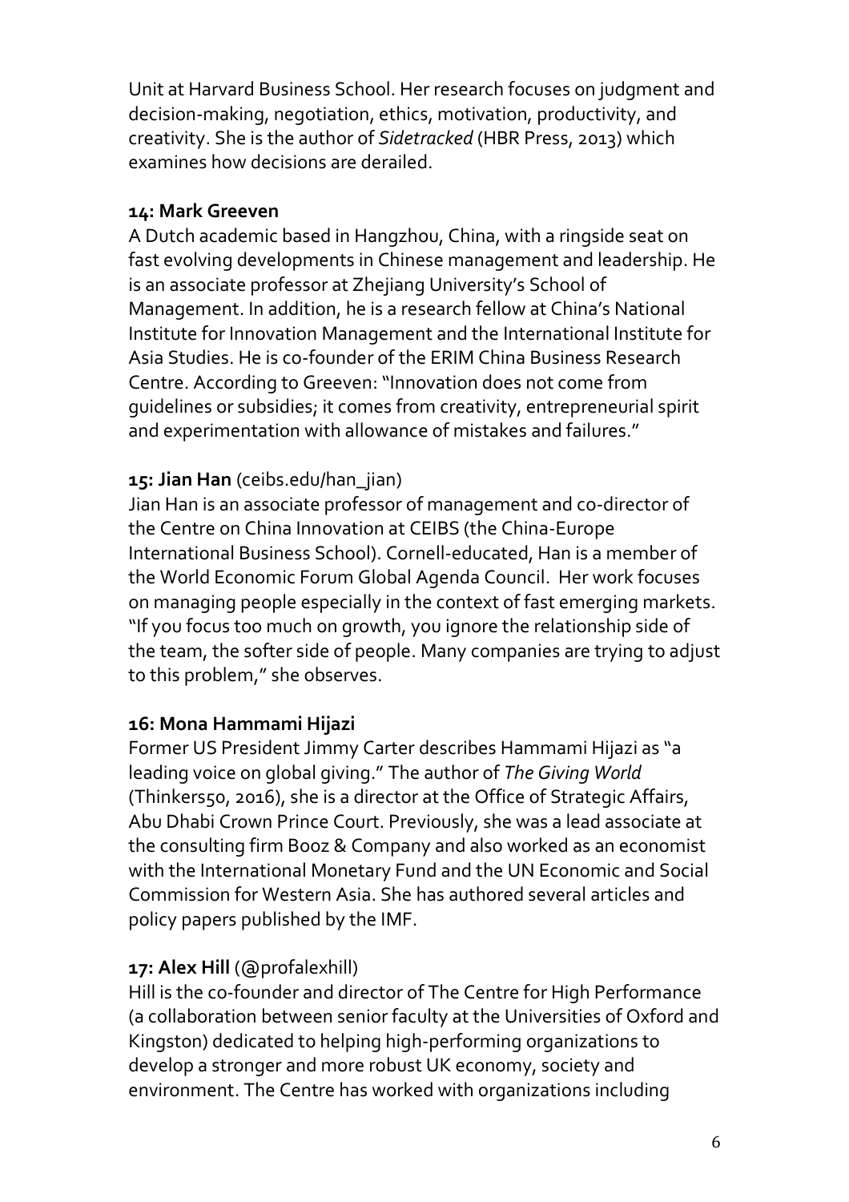Unit at Harvard Business School. Her research focuses on judgment and decision-making, negotiation, ethics, motivation, productivity, and creativity. She is the author of *Sidetracked* (HBR Press, 2013) which examines how decisions are derailed.

**14: Mark Greeven**

A Dutch academic based in Hangzhou, China, with a ringside seat on fast evolving developments in Chinese management and leadership. He is an associate professor at Zhejiang University's School of Management. In addition, he is a research fellow at China's National Institute for Innovation Management and the International Institute for Asia Studies. He is co-founder of the ERIM China Business Research Centre. According to Greeven: "Innovation does not come from guidelines or subsidies; it comes from creativity, entrepreneurial spirit and experimentation with allowance of mistakes and failures."

**15: Jian Han** (ceibs.edu/han_jian)

Jian Han is an associate professor of management and co-director of the Centre on China Innovation at CEIBS (the China-Europe International Business School). Cornell-educated, Han is a member of the World Economic Forum Global Agenda Council. Her work focuses on managing people especially in the context of fast emerging markets. "If you focus too much on growth, you ignore the relationship side of the team, the softer side of people. Many companies are trying to adjust to this problem," she observes.

**16: Mona Hammami Hijazi**

Former US President Jimmy Carter describes Hammami Hijazi as "a leading voice on global giving." The author of *The Giving World* (Thinkers50, 2016), she is a director at the Office of Strategic Affairs, Abu Dhabi Crown Prince Court. Previously, she was a lead associate at the consulting firm Booz & Company and also worked as an economist with the International Monetary Fund and the UN Economic and Social Commission for Western Asia. She has authored several articles and policy papers published by the IMF.

**17: Alex Hill** (@profalexhill)

Hill is the co-founder and director of The Centre for High Performance (a collaboration between senior faculty at the Universities of Oxford and Kingston) dedicated to helping high-performing organizations to develop a stronger and more robust UK economy, society and environment. The Centre has worked with organizations including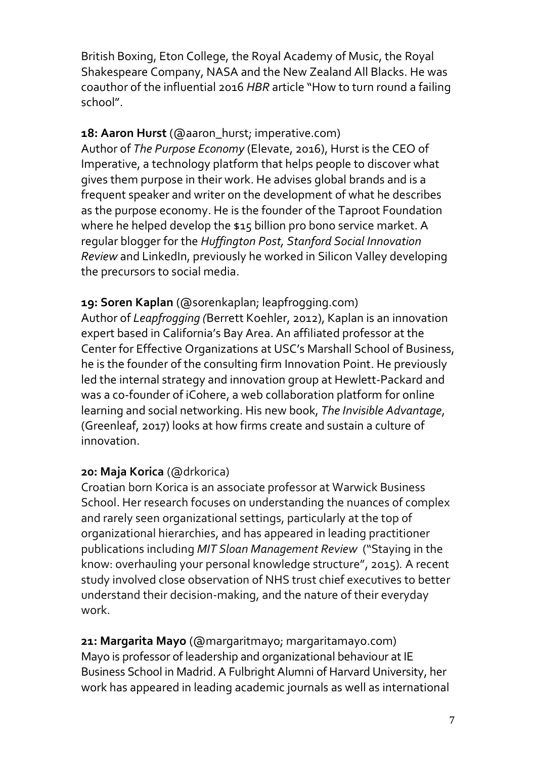British Boxing, Eton College, the Royal Academy of Music, the Royal Shakespeare Company, NASA and the New Zealand All Blacks. He was coauthor of the influential 2016 *HBR* article "How to turn round a failing school".

**18: Aaron Hurst** (@aaron_hurst; imperative.com)
Author of *The Purpose Economy* (Elevate, 2016), Hurst is the CEO of Imperative, a technology platform that helps people to discover what gives them purpose in their work. He advises global brands and is a frequent speaker and writer on the development of what he describes as the purpose economy. He is the founder of the Taproot Foundation where he helped develop the $15 billion pro bono service market. A regular blogger for the *Huffington Post, Stanford Social Innovation Review* and LinkedIn, previously he worked in Silicon Valley developing the precursors to social media.

**19: Soren Kaplan** (@sorenkaplan; leapfrogging.com)
Author of *Leapfrogging (*Berrett Koehler, 2012), Kaplan is an innovation expert based in California's Bay Area. An affiliated professor at the Center for Effective Organizations at USC's Marshall School of Business, he is the founder of the consulting firm Innovation Point. He previously led the internal strategy and innovation group at Hewlett-Packard and was a co-founder of iCohere, a web collaboration platform for online learning and social networking. His new book, *The Invisible Advantage*, (Greenleaf, 2017) looks at how firms create and sustain a culture of innovation.

**20: Maja Korica** (@drkorica)
Croatian born Korica is an associate professor at Warwick Business School. Her research focuses on understanding the nuances of complex and rarely seen organizational settings, particularly at the top of organizational hierarchies, and has appeared in leading practitioner publications including *MIT Sloan Management Review* ("Staying in the know: overhauling your personal knowledge structure", 2015). A recent study involved close observation of NHS trust chief executives to better understand their decision-making, and the nature of their everyday work.

**21: Margarita Mayo** (@margaritmayo; margaritamayo.com)
Mayo is professor of leadership and organizational behaviour at IE Business School in Madrid. A Fulbright Alumni of Harvard University, her work has appeared in leading academic journals as well as international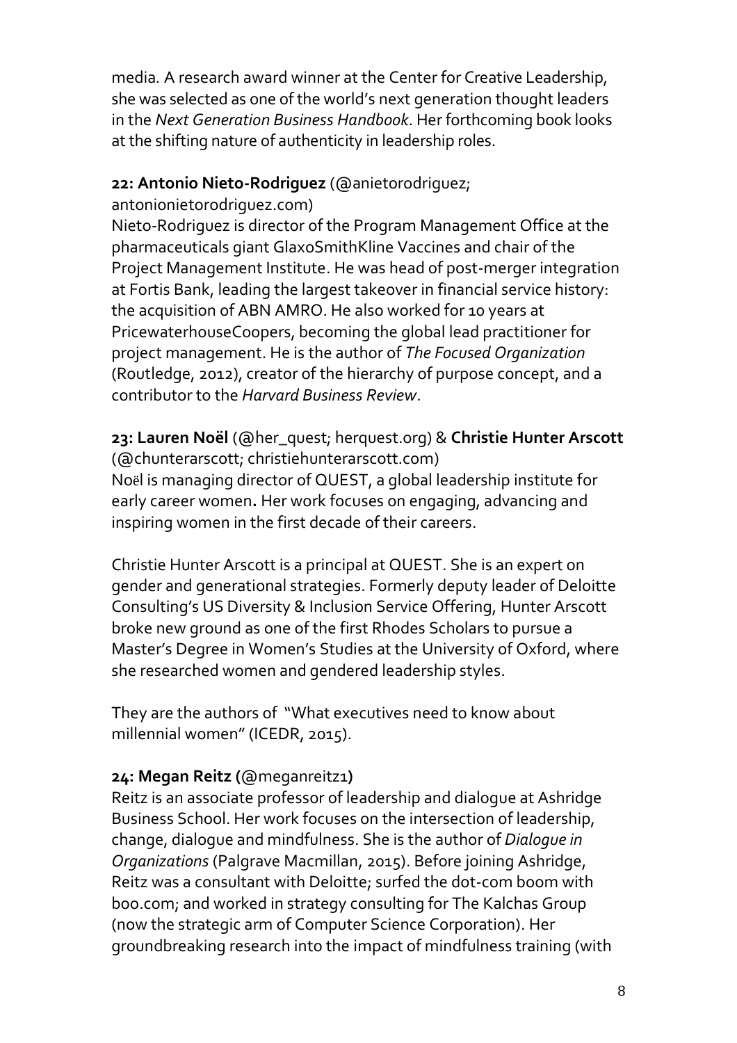media. A research award winner at the Center for Creative Leadership, she was selected as one of the world's next generation thought leaders in the *Next Generation Business Handbook*. Her forthcoming book looks at the shifting nature of authenticity in leadership roles.

**22: Antonio Nieto-Rodriguez** (@anietorodriguez; antonionietorodriguez.com)
Nieto-Rodriguez is director of the Program Management Office at the pharmaceuticals giant GlaxoSmithKline Vaccines and chair of the Project Management Institute. He was head of post-merger integration at Fortis Bank, leading the largest takeover in financial service history: the acquisition of ABN AMRO. He also worked for 10 years at PricewaterhouseCoopers, becoming the global lead practitioner for project management. He is the author of *The Focused Organization* (Routledge, 2012), creator of the hierarchy of purpose concept, and a contributor to the *Harvard Business Review*.

**23: Lauren Noël** (@her_quest; herquest.org) & **Christie Hunter Arscott** (@chunterarscott; christiehunterarscott.com)
Noël is managing director of QUEST, a global leadership institute for early career women**.** Her work focuses on engaging, advancing and inspiring women in the first decade of their careers.

Christie Hunter Arscott is a principal at QUEST. She is an expert on gender and generational strategies. Formerly deputy leader of Deloitte Consulting's US Diversity & Inclusion Service Offering, Hunter Arscott broke new ground as one of the first Rhodes Scholars to pursue a Master's Degree in Women's Studies at the University of Oxford, where she researched women and gendered leadership styles.

They are the authors of "What executives need to know about millennial women" (ICEDR, 2015).

**24: Megan Reitz (**@meganreitz1**)**
Reitz is an associate professor of leadership and dialogue at Ashridge Business School. Her work focuses on the intersection of leadership, change, dialogue and mindfulness. She is the author of *Dialogue in Organizations* (Palgrave Macmillan, 2015). Before joining Ashridge, Reitz was a consultant with Deloitte; surfed the dot-com boom with boo.com; and worked in strategy consulting for The Kalchas Group (now the strategic arm of Computer Science Corporation). Her groundbreaking research into the impact of mindfulness training (with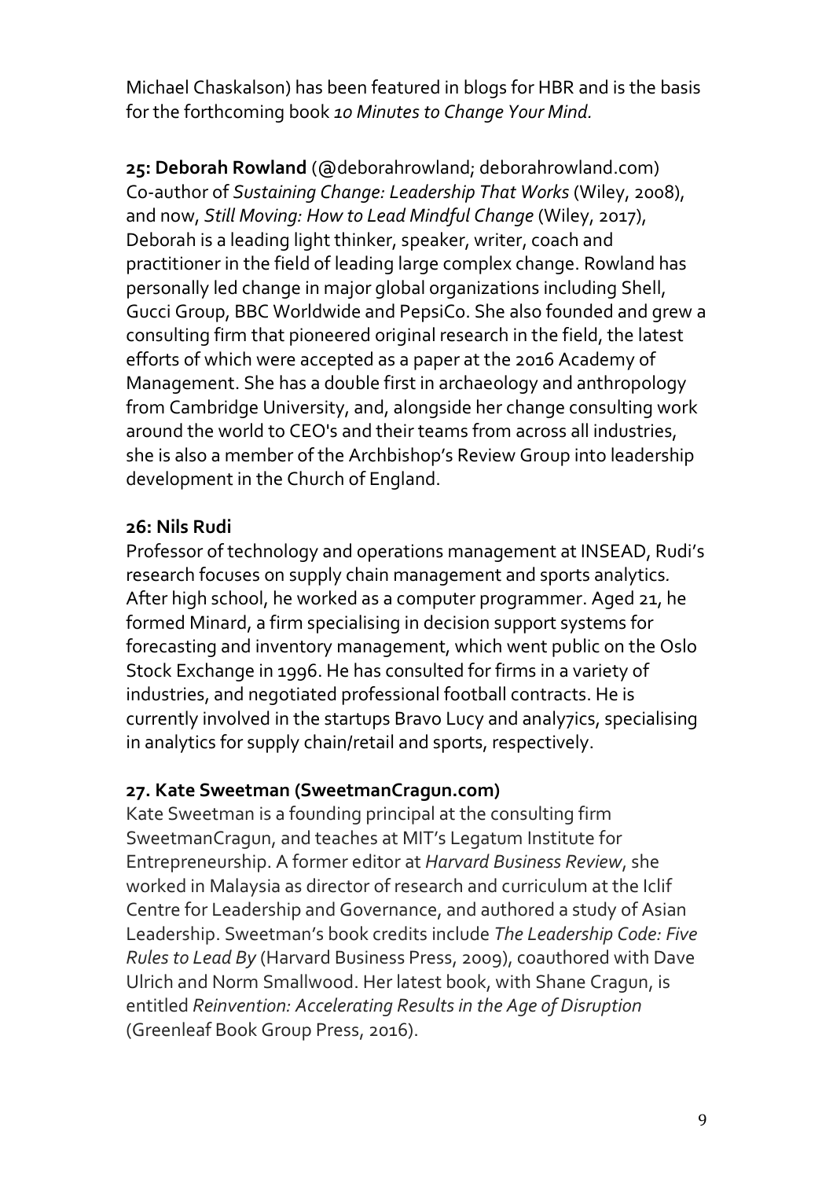Michael Chaskalson) has been featured in blogs for HBR and is the basis for the forthcoming book *10 Minutes to Change Your Mind.*

**25: Deborah Rowland** (@deborahrowland; deborahrowland.com)
Co-author of *Sustaining Change: Leadership That Works* (Wiley, 2008), and now, *Still Moving: How to Lead Mindful Change* (Wiley, 2017), Deborah is a leading light thinker, speaker, writer, coach and practitioner in the field of leading large complex change. Rowland has personally led change in major global organizations including Shell, Gucci Group, BBC Worldwide and PepsiCo. She also founded and grew a consulting firm that pioneered original research in the field, the latest efforts of which were accepted as a paper at the 2016 Academy of Management. She has a double first in archaeology and anthropology from Cambridge University, and, alongside her change consulting work around the world to CEO's and their teams from across all industries, she is also a member of the Archbishop's Review Group into leadership development in the Church of England.

**26: Nils Rudi**
Professor of technology and operations management at INSEAD, Rudi's research focuses on supply chain management and sports analytics. After high school, he worked as a computer programmer. Aged 21, he formed Minard, a firm specialising in decision support systems for forecasting and inventory management, which went public on the Oslo Stock Exchange in 1996. He has consulted for firms in a variety of industries, and negotiated professional football contracts. He is currently involved in the startups Bravo Lucy and analy7ics, specialising in analytics for supply chain/retail and sports, respectively.

**27. Kate Sweetman (SweetmanCragun.com)**
Kate Sweetman is a founding principal at the consulting firm SweetmanCragun, and teaches at MIT's Legatum Institute for Entrepreneurship. A former editor at *Harvard Business Review*, she worked in Malaysia as director of research and curriculum at the Iclif Centre for Leadership and Governance, and authored a study of Asian Leadership. Sweetman's book credits include *The Leadership Code: Five Rules to Lead By* (Harvard Business Press, 2009), coauthored with Dave Ulrich and Norm Smallwood. Her latest book, with Shane Cragun, is entitled *Reinvention: Accelerating Results in the Age of Disruption* (Greenleaf Book Group Press, 2016).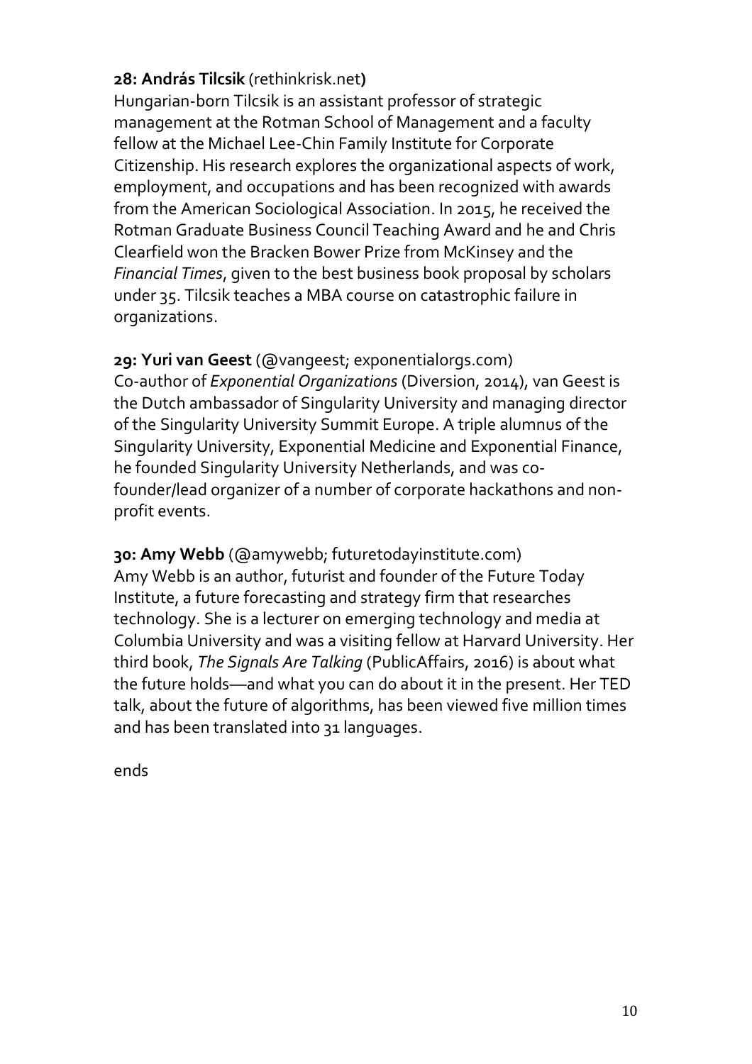**28: András Tilcsik** (rethinkrisk.net**)**
Hungarian-born Tilcsik is an assistant professor of strategic management at the Rotman School of Management and a faculty fellow at the Michael Lee-Chin Family Institute for Corporate Citizenship. His research explores the organizational aspects of work, employment, and occupations and has been recognized with awards from the American Sociological Association. In 2015, he received the Rotman Graduate Business Council Teaching Award and he and Chris Clearfield won the Bracken Bower Prize from McKinsey and the *Financial Times*, given to the best business book proposal by scholars under 35. Tilcsik teaches a MBA course on catastrophic failure in organizations.

**29: Yuri van Geest** (@vangeest; exponentialorgs.com)
Co-author of *Exponential Organizations* (Diversion, 2014), van Geest is the Dutch ambassador of Singularity University and managing director of the Singularity University Summit Europe. A triple alumnus of the Singularity University, Exponential Medicine and Exponential Finance, he founded Singularity University Netherlands, and was co-founder/lead organizer of a number of corporate hackathons and non-profit events.

**30: Amy Webb** (@amywebb; futuretodayinstitute.com)
Amy Webb is an author, futurist and founder of the Future Today Institute, a future forecasting and strategy firm that researches technology. She is a lecturer on emerging technology and media at Columbia University and was a visiting fellow at Harvard University. Her third book, *The Signals Are Talking* (PublicAffairs, 2016) is about what the future holds—and what you can do about it in the present. Her TED talk, about the future of algorithms, has been viewed five million times and has been translated into 31 languages.

ends